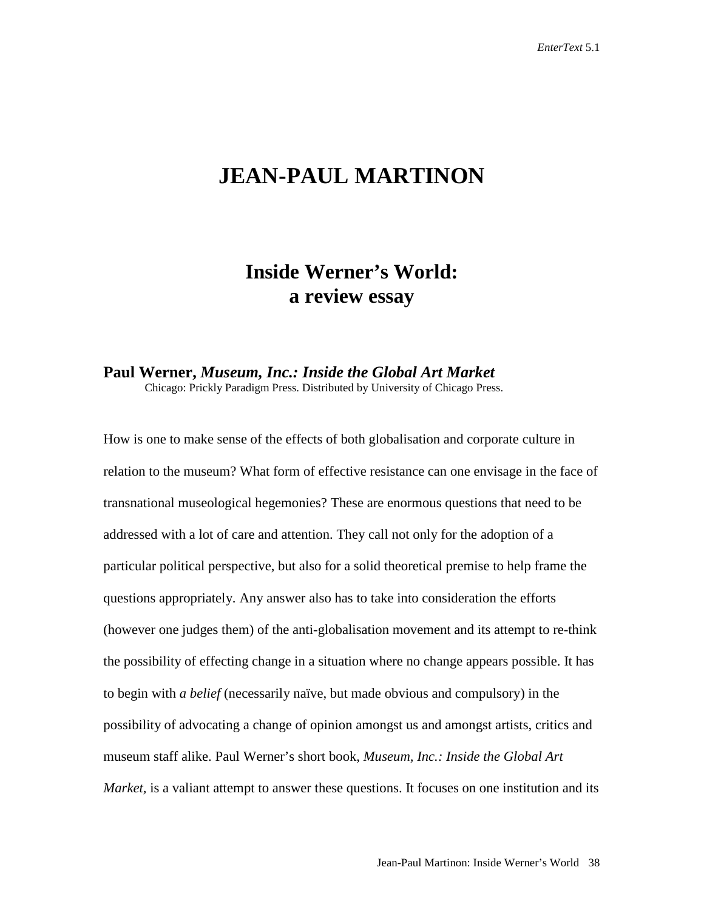# JEAN-PAUL MARTINON

## Inside Werner's World: a review essay

**Paul Werner, *Museum, Inc.: Inside the Global Art Market***
Chicago: Prickly Paradigm Press. Distributed by University of Chicago Press.

How is one to make sense of the effects of both globalisation and corporate culture in relation to the museum? What form of effective resistance can one envisage in the face of transnational museological hegemonies? These are enormous questions that need to be addressed with a lot of care and attention. They call not only for the adoption of a particular political perspective, but also for a solid theoretical premise to help frame the questions appropriately. Any answer also has to take into consideration the efforts (however one judges them) of the anti-globalisation movement and its attempt to re-think the possibility of effecting change in a situation where no change appears possible. It has to begin with *a belief* (necessarily naïve, but made obvious and compulsory) in the possibility of advocating a change of opinion amongst us and amongst artists, critics and museum staff alike. Paul Werner's short book, *Museum, Inc.: Inside the Global Art Market,* is a valiant attempt to answer these questions. It focuses on one institution and its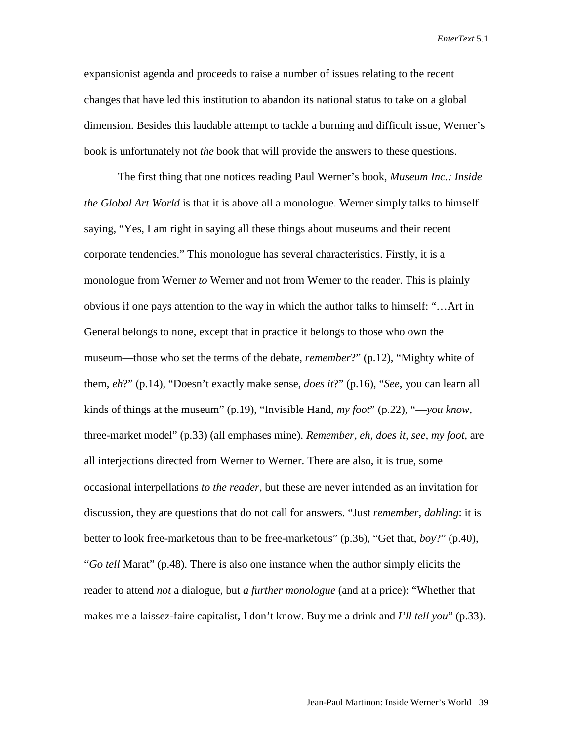expansionist agenda and proceeds to raise a number of issues relating to the recent changes that have led this institution to abandon its national status to take on a global dimension. Besides this laudable attempt to tackle a burning and difficult issue, Werner's book is unfortunately not *the* book that will provide the answers to these questions.

The first thing that one notices reading Paul Werner's book, *Museum Inc.: Inside the Global Art World* is that it is above all a monologue. Werner simply talks to himself saying, "Yes, I am right in saying all these things about museums and their recent corporate tendencies." This monologue has several characteristics. Firstly, it is a monologue from Werner *to* Werner and not from Werner to the reader. This is plainly obvious if one pays attention to the way in which the author talks to himself: "…Art in General belongs to none, except that in practice it belongs to those who own the museum—those who set the terms of the debate, *remember*?" (p.12), "Mighty white of them, *eh*?" (p.14), "Doesn't exactly make sense, *does it*?" (p.16), "*See*, you can learn all kinds of things at the museum" (p.19), "Invisible Hand, *my foot*" (p.22), "—*you know*, three-market model" (p.33) (all emphases mine). *Remember, eh, does it, see, my foot,* are all interjections directed from Werner to Werner. There are also, it is true, some occasional interpellations *to the reader*, but these are never intended as an invitation for discussion, they are questions that do not call for answers. "Just *remember*, *dahling*: it is better to look free-marketous than to be free-marketous" (p.36), "Get that, *boy*?" (p.40), "*Go tell* Marat" (p.48). There is also one instance when the author simply elicits the reader to attend *not* a dialogue, but *a further monologue* (and at a price): "Whether that makes me a laissez-faire capitalist, I don't know. Buy me a drink and *I'll tell you*" (p.33).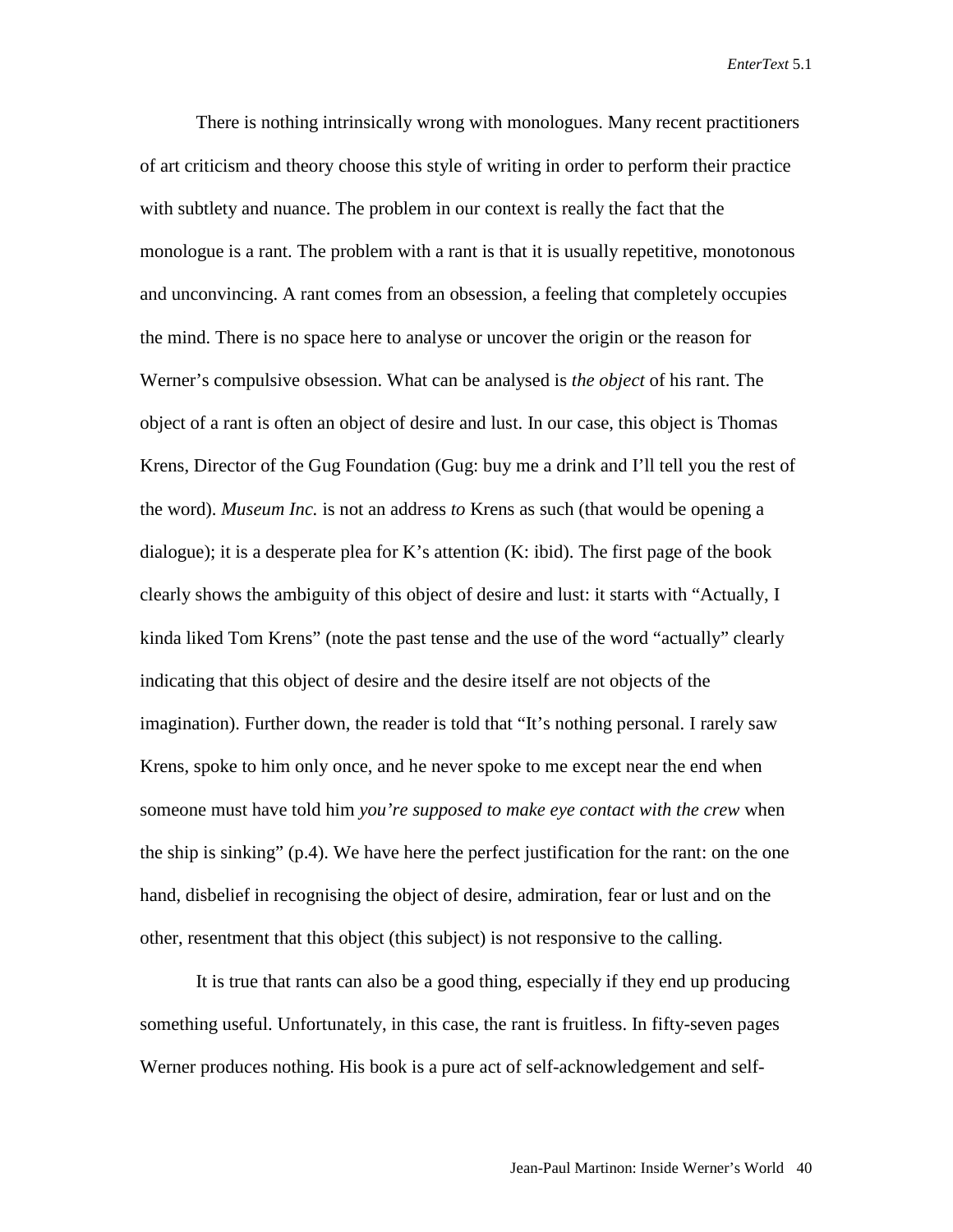There is nothing intrinsically wrong with monologues. Many recent practitioners of art criticism and theory choose this style of writing in order to perform their practice with subtlety and nuance. The problem in our context is really the fact that the monologue is a rant. The problem with a rant is that it is usually repetitive, monotonous and unconvincing. A rant comes from an obsession, a feeling that completely occupies the mind. There is no space here to analyse or uncover the origin or the reason for Werner's compulsive obsession. What can be analysed is *the object* of his rant. The object of a rant is often an object of desire and lust. In our case, this object is Thomas Krens, Director of the Gug Foundation (Gug: buy me a drink and I'll tell you the rest of the word). *Museum Inc.* is not an address *to* Krens as such (that would be opening a dialogue); it is a desperate plea for K's attention (K: ibid). The first page of the book clearly shows the ambiguity of this object of desire and lust: it starts with "Actually, I kinda liked Tom Krens" (note the past tense and the use of the word "actually" clearly indicating that this object of desire and the desire itself are not objects of the imagination). Further down, the reader is told that "It's nothing personal. I rarely saw Krens, spoke to him only once, and he never spoke to me except near the end when someone must have told him *you're supposed to make eye contact with the crew* when the ship is sinking" (p.4). We have here the perfect justification for the rant: on the one hand, disbelief in recognising the object of desire, admiration, fear or lust and on the other, resentment that this object (this subject) is not responsive to the calling.

It is true that rants can also be a good thing, especially if they end up producing something useful. Unfortunately, in this case, the rant is fruitless. In fifty-seven pages Werner produces nothing. His book is a pure act of self-acknowledgement and self-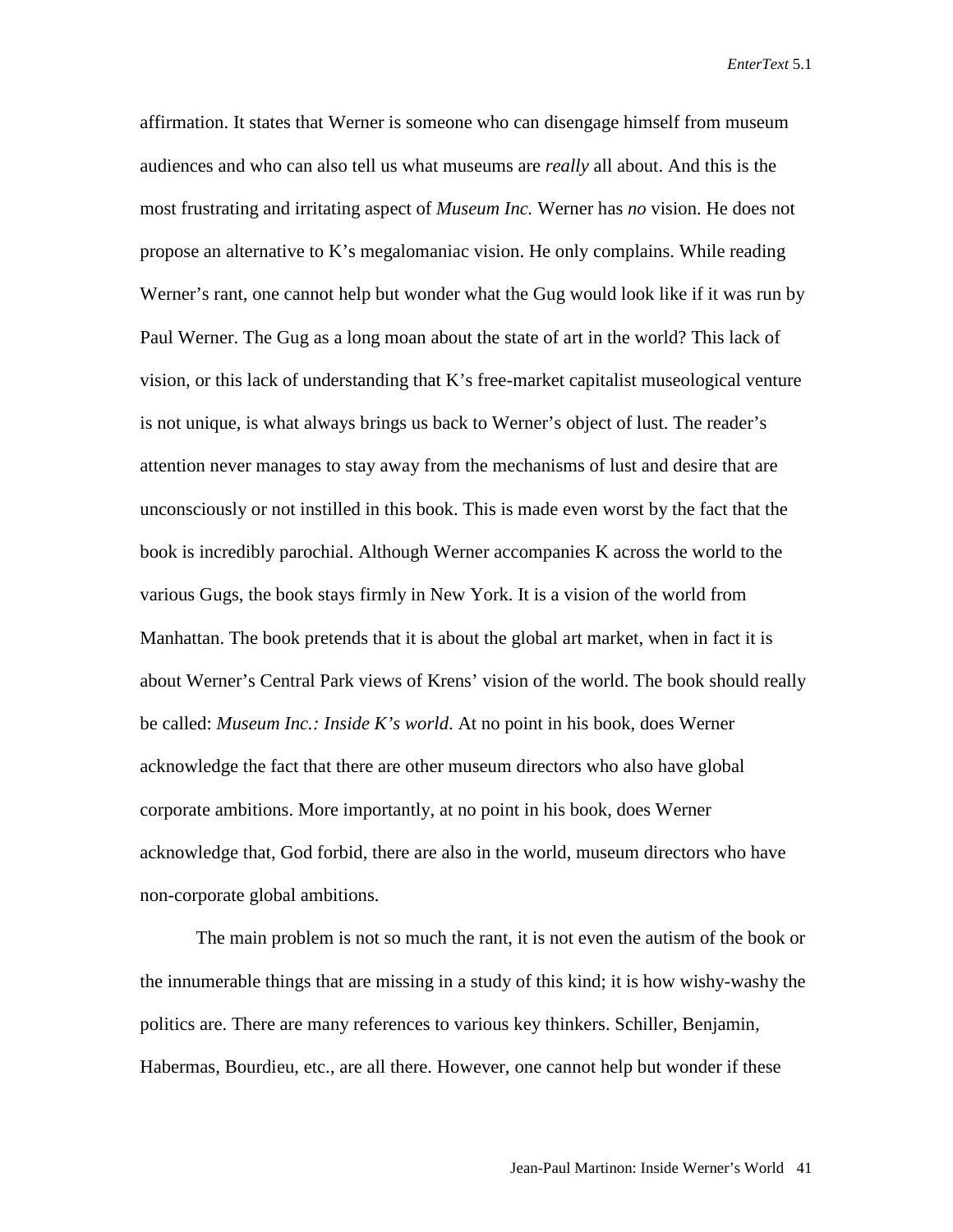affirmation. It states that Werner is someone who can disengage himself from museum audiences and who can also tell us what museums are *really* all about. And this is the most frustrating and irritating aspect of *Museum Inc.* Werner has *no* vision. He does not propose an alternative to K's megalomaniac vision. He only complains. While reading Werner's rant, one cannot help but wonder what the Gug would look like if it was run by Paul Werner. The Gug as a long moan about the state of art in the world? This lack of vision, or this lack of understanding that K's free-market capitalist museological venture is not unique, is what always brings us back to Werner's object of lust. The reader's attention never manages to stay away from the mechanisms of lust and desire that are unconsciously or not instilled in this book. This is made even worst by the fact that the book is incredibly parochial. Although Werner accompanies K across the world to the various Gugs, the book stays firmly in New York. It is a vision of the world from Manhattan. The book pretends that it is about the global art market, when in fact it is about Werner's Central Park views of Krens' vision of the world. The book should really be called: *Museum Inc.: Inside K's world*. At no point in his book, does Werner acknowledge the fact that there are other museum directors who also have global corporate ambitions. More importantly, at no point in his book, does Werner acknowledge that, God forbid, there are also in the world, museum directors who have non-corporate global ambitions.

The main problem is not so much the rant, it is not even the autism of the book or the innumerable things that are missing in a study of this kind; it is how wishy-washy the politics are. There are many references to various key thinkers. Schiller, Benjamin, Habermas, Bourdieu, etc., are all there. However, one cannot help but wonder if these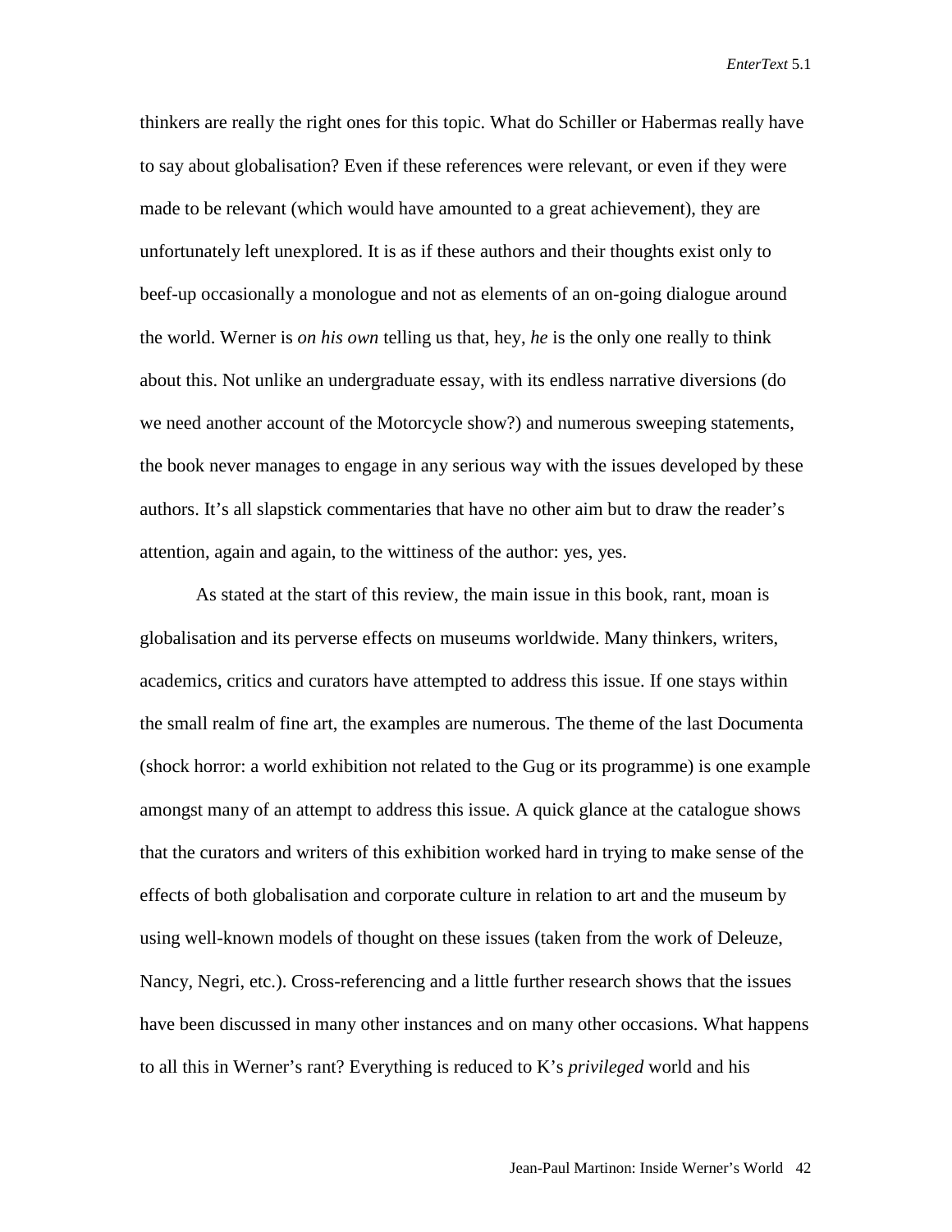thinkers are really the right ones for this topic. What do Schiller or Habermas really have to say about globalisation? Even if these references were relevant, or even if they were made to be relevant (which would have amounted to a great achievement), they are unfortunately left unexplored. It is as if these authors and their thoughts exist only to beef-up occasionally a monologue and not as elements of an on-going dialogue around the world. Werner is *on his own* telling us that, hey, *he* is the only one really to think about this. Not unlike an undergraduate essay, with its endless narrative diversions (do we need another account of the Motorcycle show?) and numerous sweeping statements, the book never manages to engage in any serious way with the issues developed by these authors. It's all slapstick commentaries that have no other aim but to draw the reader's attention, again and again, to the wittiness of the author: yes, yes.

As stated at the start of this review, the main issue in this book, rant, moan is globalisation and its perverse effects on museums worldwide. Many thinkers, writers, academics, critics and curators have attempted to address this issue. If one stays within the small realm of fine art, the examples are numerous. The theme of the last Documenta (shock horror: a world exhibition not related to the Gug or its programme) is one example amongst many of an attempt to address this issue. A quick glance at the catalogue shows that the curators and writers of this exhibition worked hard in trying to make sense of the effects of both globalisation and corporate culture in relation to art and the museum by using well-known models of thought on these issues (taken from the work of Deleuze, Nancy, Negri, etc.). Cross-referencing and a little further research shows that the issues have been discussed in many other instances and on many other occasions. What happens to all this in Werner's rant? Everything is reduced to K's *privileged* world and his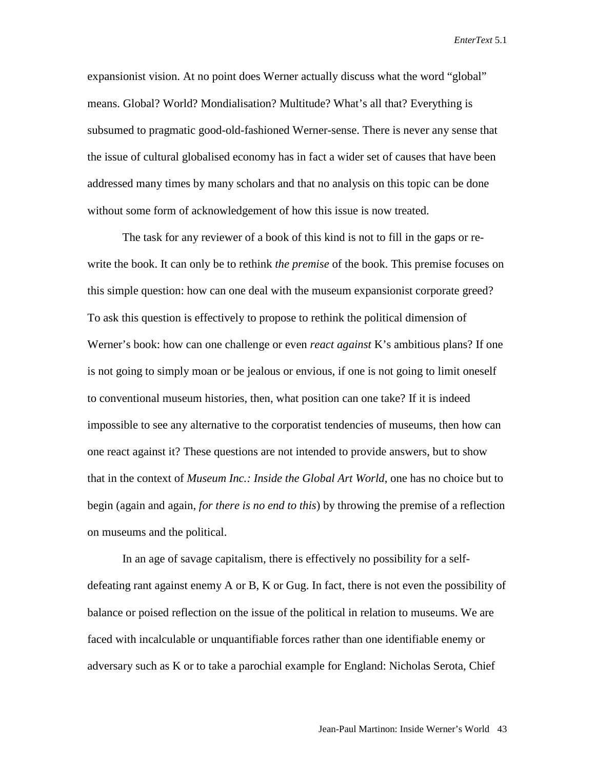expansionist vision. At no point does Werner actually discuss what the word "global" means. Global? World? Mondialisation? Multitude? What's all that? Everything is subsumed to pragmatic good-old-fashioned Werner-sense. There is never any sense that the issue of cultural globalised economy has in fact a wider set of causes that have been addressed many times by many scholars and that no analysis on this topic can be done without some form of acknowledgement of how this issue is now treated.

The task for any reviewer of a book of this kind is not to fill in the gaps or re-write the book. It can only be to rethink *the premise* of the book. This premise focuses on this simple question: how can one deal with the museum expansionist corporate greed? To ask this question is effectively to propose to rethink the political dimension of Werner's book: how can one challenge or even *react against* K's ambitious plans? If one is not going to simply moan or be jealous or envious, if one is not going to limit oneself to conventional museum histories, then, what position can one take? If it is indeed impossible to see any alternative to the corporatist tendencies of museums, then how can one react against it? These questions are not intended to provide answers, but to show that in the context of *Museum Inc.: Inside the Global Art World*, one has no choice but to begin (again and again, *for there is no end to this*) by throwing the premise of a reflection on museums and the political.

In an age of savage capitalism, there is effectively no possibility for a self-defeating rant against enemy A or B, K or Gug. In fact, there is not even the possibility of balance or poised reflection on the issue of the political in relation to museums. We are faced with incalculable or unquantifiable forces rather than one identifiable enemy or adversary such as K or to take a parochial example for England: Nicholas Serota, Chief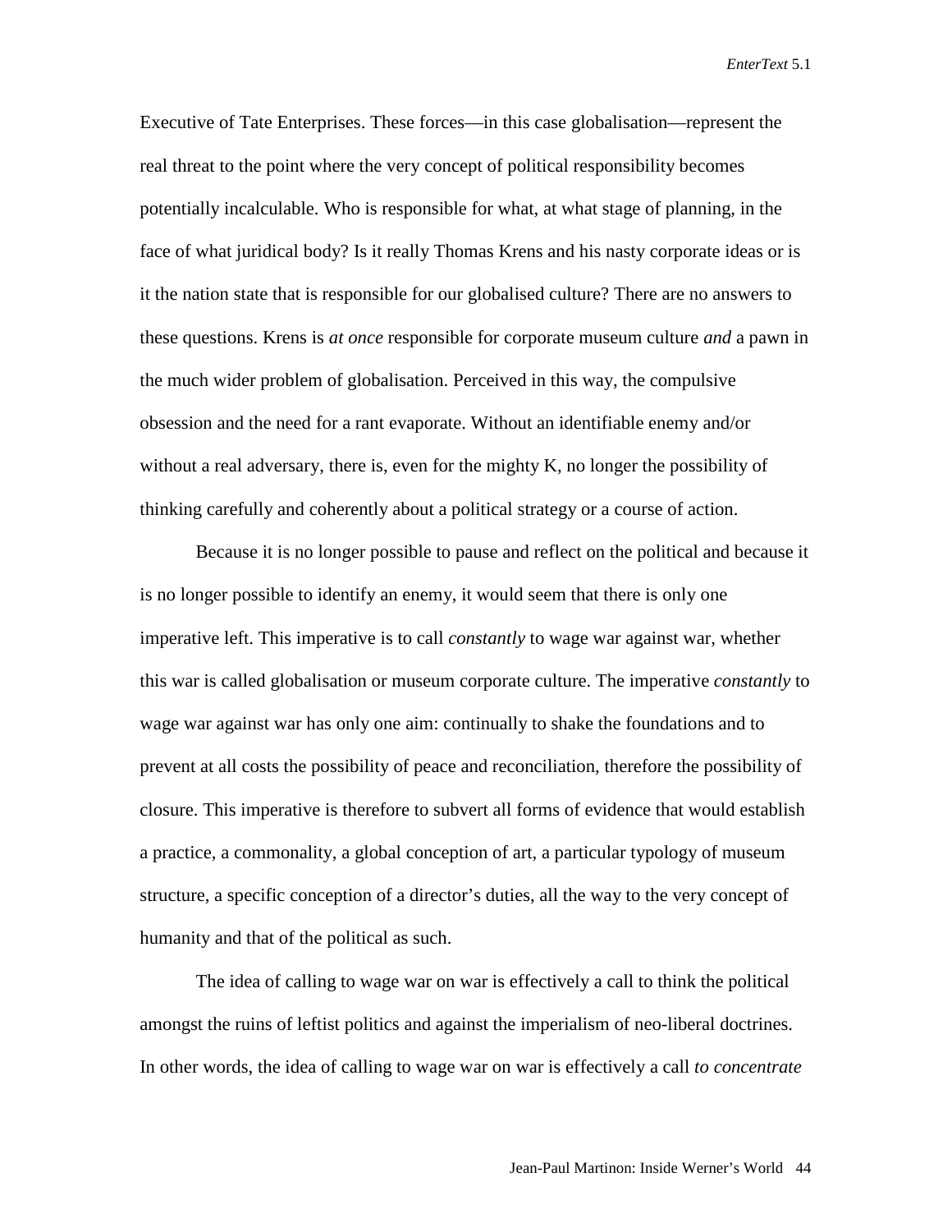Executive of Tate Enterprises. These forces—in this case globalisation—represent the real threat to the point where the very concept of political responsibility becomes potentially incalculable. Who is responsible for what, at what stage of planning, in the face of what juridical body? Is it really Thomas Krens and his nasty corporate ideas or is it the nation state that is responsible for our globalised culture? There are no answers to these questions. Krens is *at once* responsible for corporate museum culture *and* a pawn in the much wider problem of globalisation. Perceived in this way, the compulsive obsession and the need for a rant evaporate. Without an identifiable enemy and/or without a real adversary, there is, even for the mighty K, no longer the possibility of thinking carefully and coherently about a political strategy or a course of action.

Because it is no longer possible to pause and reflect on the political and because it is no longer possible to identify an enemy, it would seem that there is only one imperative left. This imperative is to call *constantly* to wage war against war, whether this war is called globalisation or museum corporate culture. The imperative *constantly* to wage war against war has only one aim: continually to shake the foundations and to prevent at all costs the possibility of peace and reconciliation, therefore the possibility of closure. This imperative is therefore to subvert all forms of evidence that would establish a practice, a commonality, a global conception of art, a particular typology of museum structure, a specific conception of a director's duties, all the way to the very concept of humanity and that of the political as such.

The idea of calling to wage war on war is effectively a call to think the political amongst the ruins of leftist politics and against the imperialism of neo-liberal doctrines. In other words, the idea of calling to wage war on war is effectively a call *to concentrate*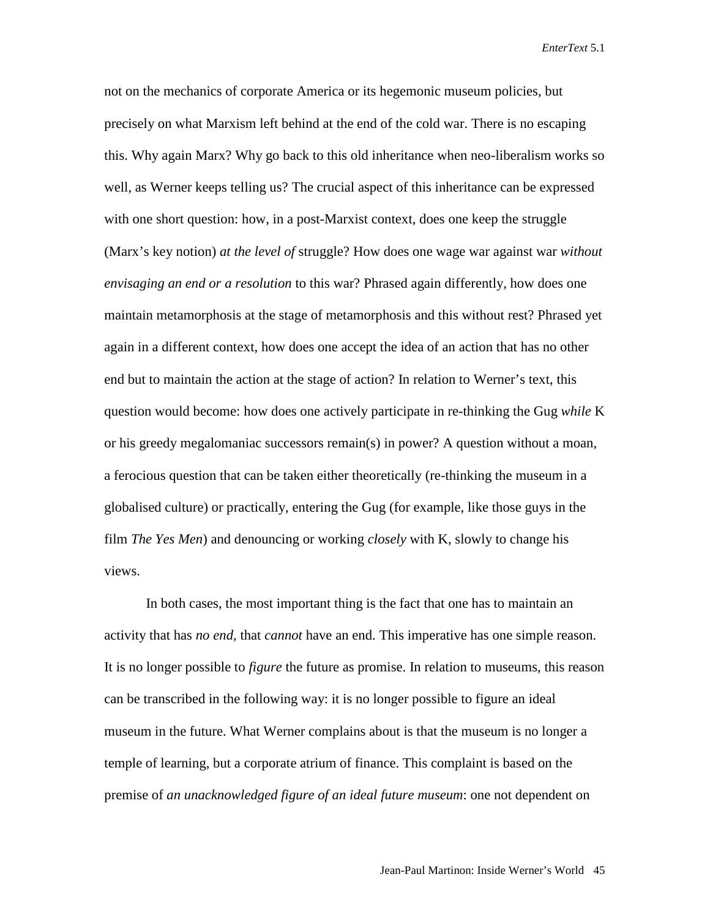not on the mechanics of corporate America or its hegemonic museum policies, but precisely on what Marxism left behind at the end of the cold war. There is no escaping this. Why again Marx? Why go back to this old inheritance when neo-liberalism works so well, as Werner keeps telling us? The crucial aspect of this inheritance can be expressed with one short question: how, in a post-Marxist context, does one keep the struggle (Marx's key notion) *at the level of* struggle? How does one wage war against war *without envisaging an end or a resolution* to this war? Phrased again differently, how does one maintain metamorphosis at the stage of metamorphosis and this without rest? Phrased yet again in a different context, how does one accept the idea of an action that has no other end but to maintain the action at the stage of action? In relation to Werner's text, this question would become: how does one actively participate in re-thinking the Gug *while* K or his greedy megalomaniac successors remain(s) in power? A question without a moan, a ferocious question that can be taken either theoretically (re-thinking the museum in a globalised culture) or practically, entering the Gug (for example, like those guys in the film *The Yes Men*) and denouncing or working *closely* with K, slowly to change his views.

In both cases, the most important thing is the fact that one has to maintain an activity that has *no end*, that *cannot* have an end. This imperative has one simple reason. It is no longer possible to *figure* the future as promise. In relation to museums, this reason can be transcribed in the following way: it is no longer possible to figure an ideal museum in the future. What Werner complains about is that the museum is no longer a temple of learning, but a corporate atrium of finance. This complaint is based on the premise of *an unacknowledged figure of an ideal future museum*: one not dependent on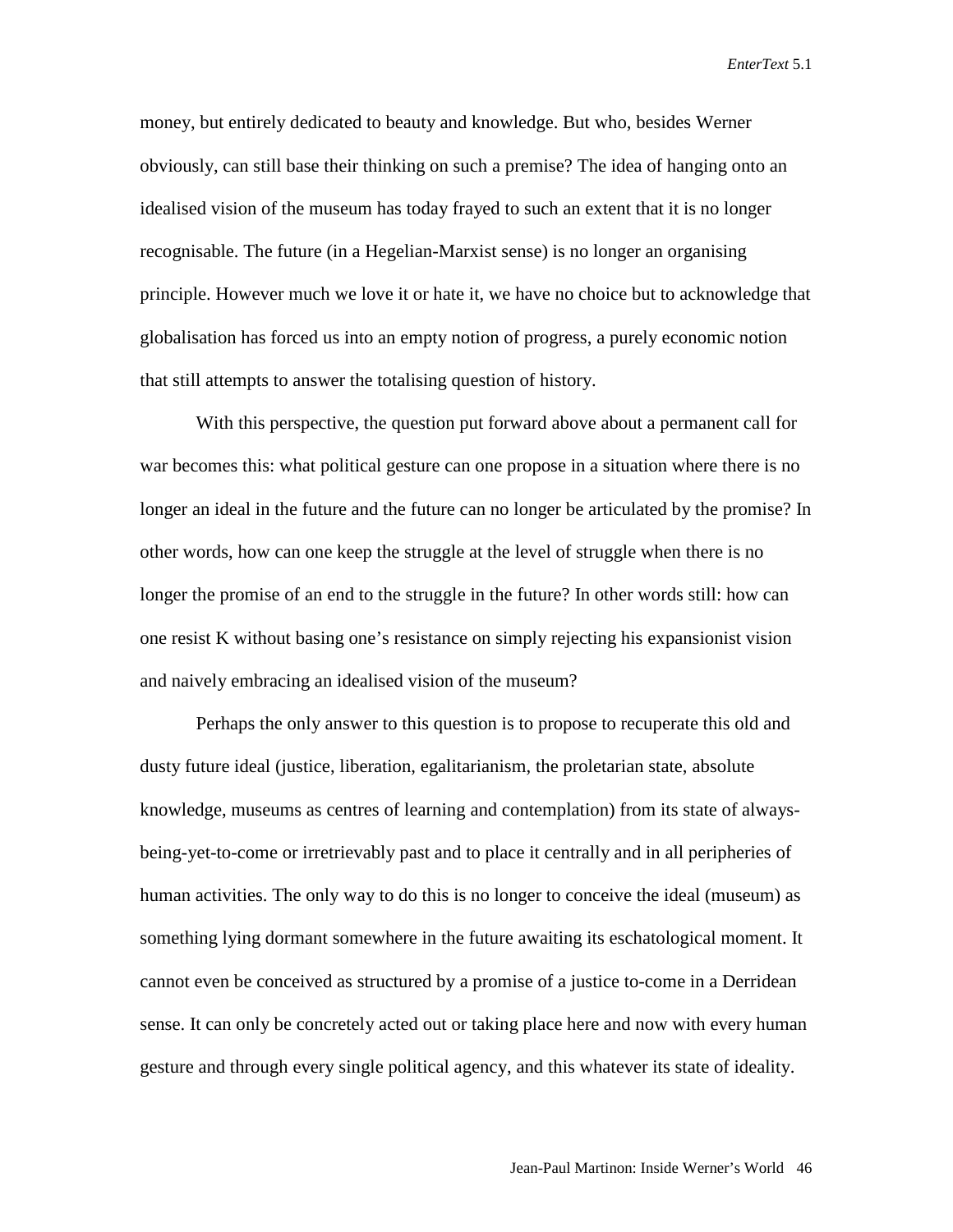money, but entirely dedicated to beauty and knowledge. But who, besides Werner obviously, can still base their thinking on such a premise? The idea of hanging onto an idealised vision of the museum has today frayed to such an extent that it is no longer recognisable. The future (in a Hegelian-Marxist sense) is no longer an organising principle. However much we love it or hate it, we have no choice but to acknowledge that globalisation has forced us into an empty notion of progress, a purely economic notion that still attempts to answer the totalising question of history.

With this perspective, the question put forward above about a permanent call for war becomes this: what political gesture can one propose in a situation where there is no longer an ideal in the future and the future can no longer be articulated by the promise? In other words, how can one keep the struggle at the level of struggle when there is no longer the promise of an end to the struggle in the future? In other words still: how can one resist K without basing one's resistance on simply rejecting his expansionist vision and naively embracing an idealised vision of the museum?

Perhaps the only answer to this question is to propose to recuperate this old and dusty future ideal (justice, liberation, egalitarianism, the proletarian state, absolute knowledge, museums as centres of learning and contemplation) from its state of always-being-yet-to-come or irretrievably past and to place it centrally and in all peripheries of human activities. The only way to do this is no longer to conceive the ideal (museum) as something lying dormant somewhere in the future awaiting its eschatological moment. It cannot even be conceived as structured by a promise of a justice to-come in a Derridean sense. It can only be concretely acted out or taking place here and now with every human gesture and through every single political agency, and this whatever its state of ideality.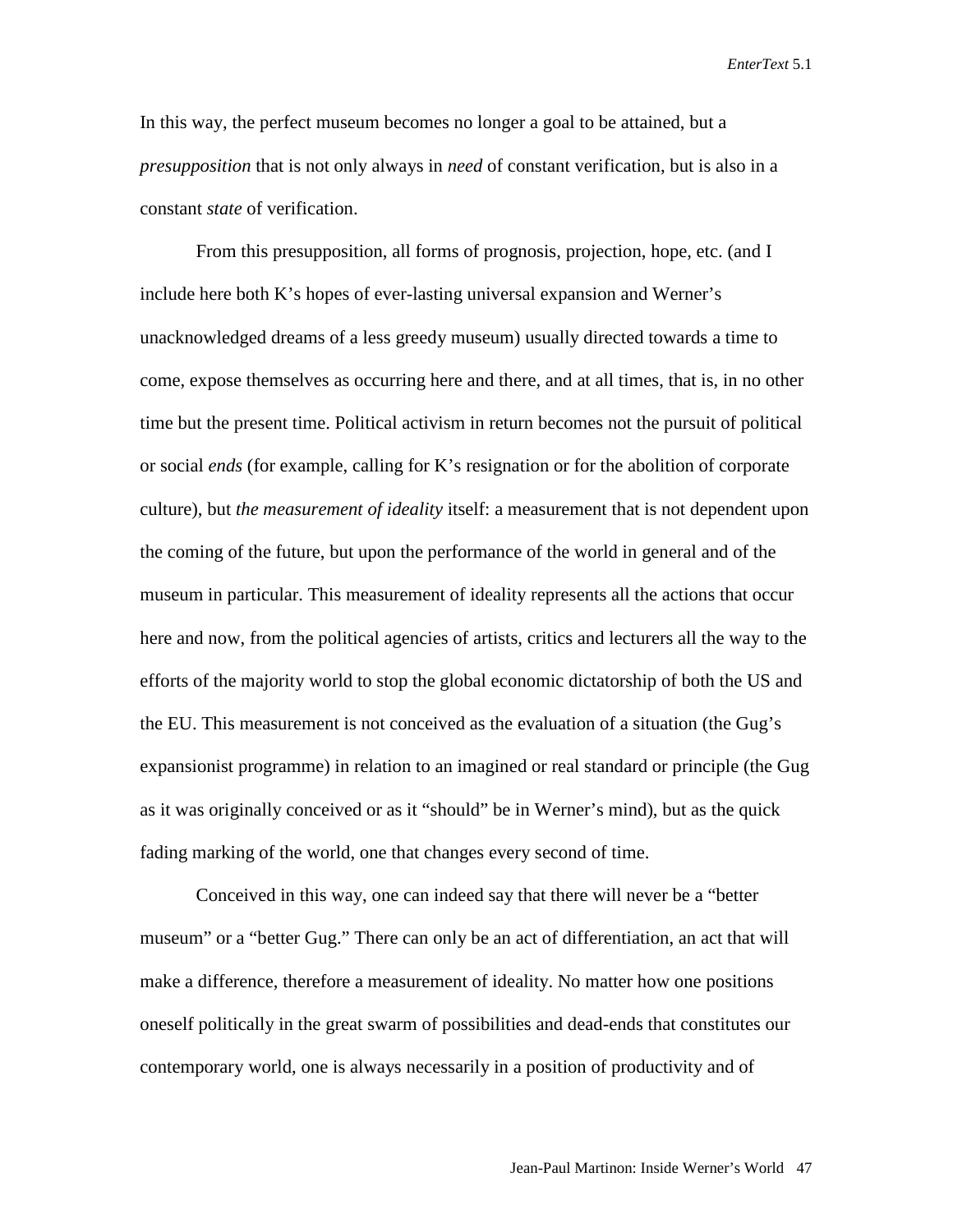In this way, the perfect museum becomes no longer a goal to be attained, but a *presupposition* that is not only always in *need* of constant verification, but is also in a constant *state* of verification.

From this presupposition, all forms of prognosis, projection, hope, etc. (and I include here both K's hopes of ever-lasting universal expansion and Werner's unacknowledged dreams of a less greedy museum) usually directed towards a time to come, expose themselves as occurring here and there, and at all times, that is, in no other time but the present time. Political activism in return becomes not the pursuit of political or social *ends* (for example, calling for K's resignation or for the abolition of corporate culture), but *the measurement of ideality* itself: a measurement that is not dependent upon the coming of the future, but upon the performance of the world in general and of the museum in particular. This measurement of ideality represents all the actions that occur here and now, from the political agencies of artists, critics and lecturers all the way to the efforts of the majority world to stop the global economic dictatorship of both the US and the EU. This measurement is not conceived as the evaluation of a situation (the Gug's expansionist programme) in relation to an imagined or real standard or principle (the Gug as it was originally conceived or as it "should" be in Werner's mind), but as the quick fading marking of the world, one that changes every second of time.

Conceived in this way, one can indeed say that there will never be a "better museum" or a "better Gug." There can only be an act of differentiation, an act that will make a difference, therefore a measurement of ideality. No matter how one positions oneself politically in the great swarm of possibilities and dead-ends that constitutes our contemporary world, one is always necessarily in a position of productivity and of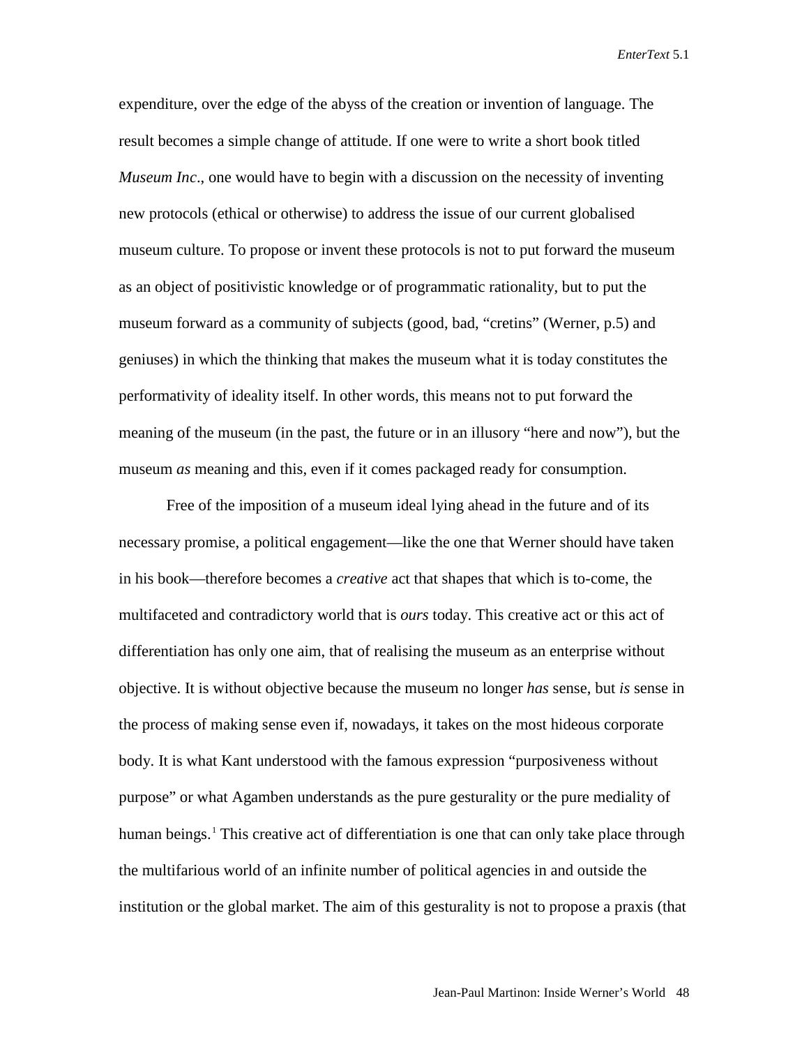expenditure, over the edge of the abyss of the creation or invention of language. The result becomes a simple change of attitude. If one were to write a short book titled *Museum Inc*., one would have to begin with a discussion on the necessity of inventing new protocols (ethical or otherwise) to address the issue of our current globalised museum culture. To propose or invent these protocols is not to put forward the museum as an object of positivistic knowledge or of programmatic rationality, but to put the museum forward as a community of subjects (good, bad, "cretins" (Werner, p.5) and geniuses) in which the thinking that makes the museum what it is today constitutes the performativity of ideality itself. In other words, this means not to put forward the meaning of the museum (in the past, the future or in an illusory "here and now"), but the museum *as* meaning and this, even if it comes packaged ready for consumption.

Free of the imposition of a museum ideal lying ahead in the future and of its necessary promise, a political engagement—like the one that Werner should have taken in his book—therefore becomes a *creative* act that shapes that which is to-come, the multifaceted and contradictory world that is *ours* today. This creative act or this act of differentiation has only one aim, that of realising the museum as an enterprise without objective. It is without objective because the museum no longer *has* sense, but *is* sense in the process of making sense even if, nowadays, it takes on the most hideous corporate body. It is what Kant understood with the famous expression "purposiveness without purpose" or what Agamben understands as the pure gesturality or the pure mediality of human beings.[1] This creative act of differentiation is one that can only take place through the multifarious world of an infinite number of political agencies in and outside the institution or the global market. The aim of this gesturality is not to propose a praxis (that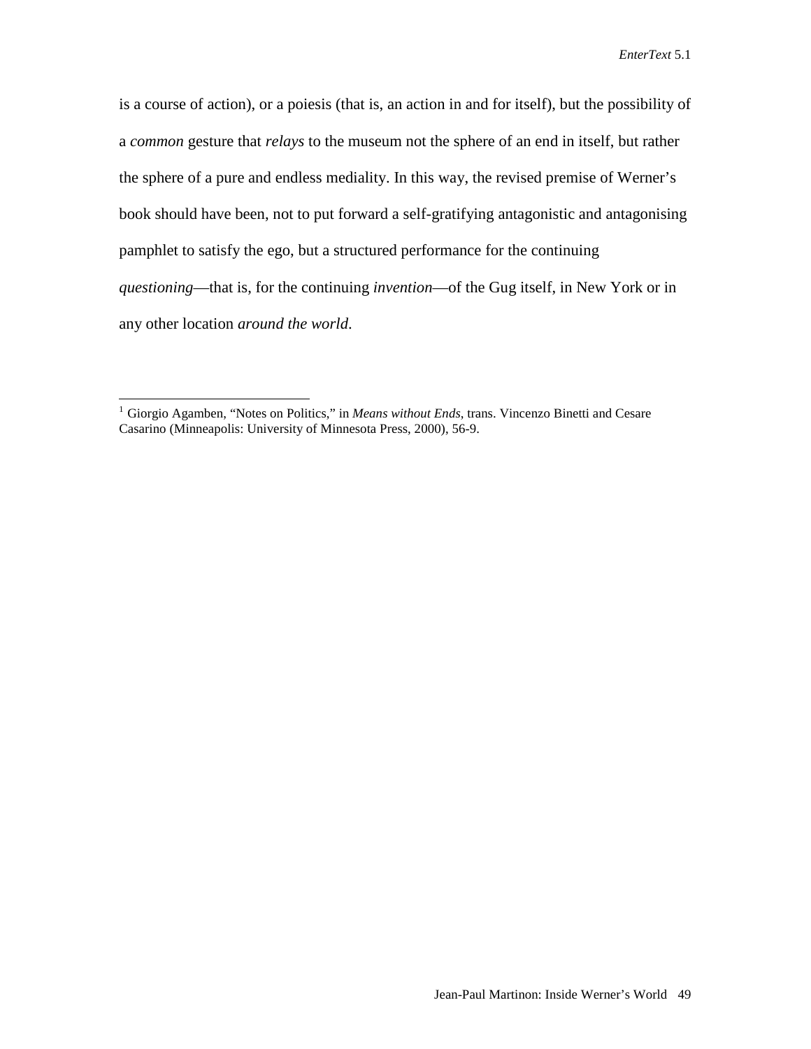is a course of action), or a poiesis (that is, an action in and for itself), but the possibility of a *common* gesture that *relays* to the museum not the sphere of an end in itself, but rather the sphere of a pure and endless mediality. In this way, the revised premise of Werner's book should have been, not to put forward a self-gratifying antagonistic and antagonising pamphlet to satisfy the ego, but a structured performance for the continuing *questioning*—that is, for the continuing *invention*—of the Gug itself, in New York or in any other location *around the world*.

---

[1] Giorgio Agamben, "Notes on Politics," in *Means without Ends*, trans. Vincenzo Binetti and Cesare Casarino (Minneapolis: University of Minnesota Press, 2000), 56-9.